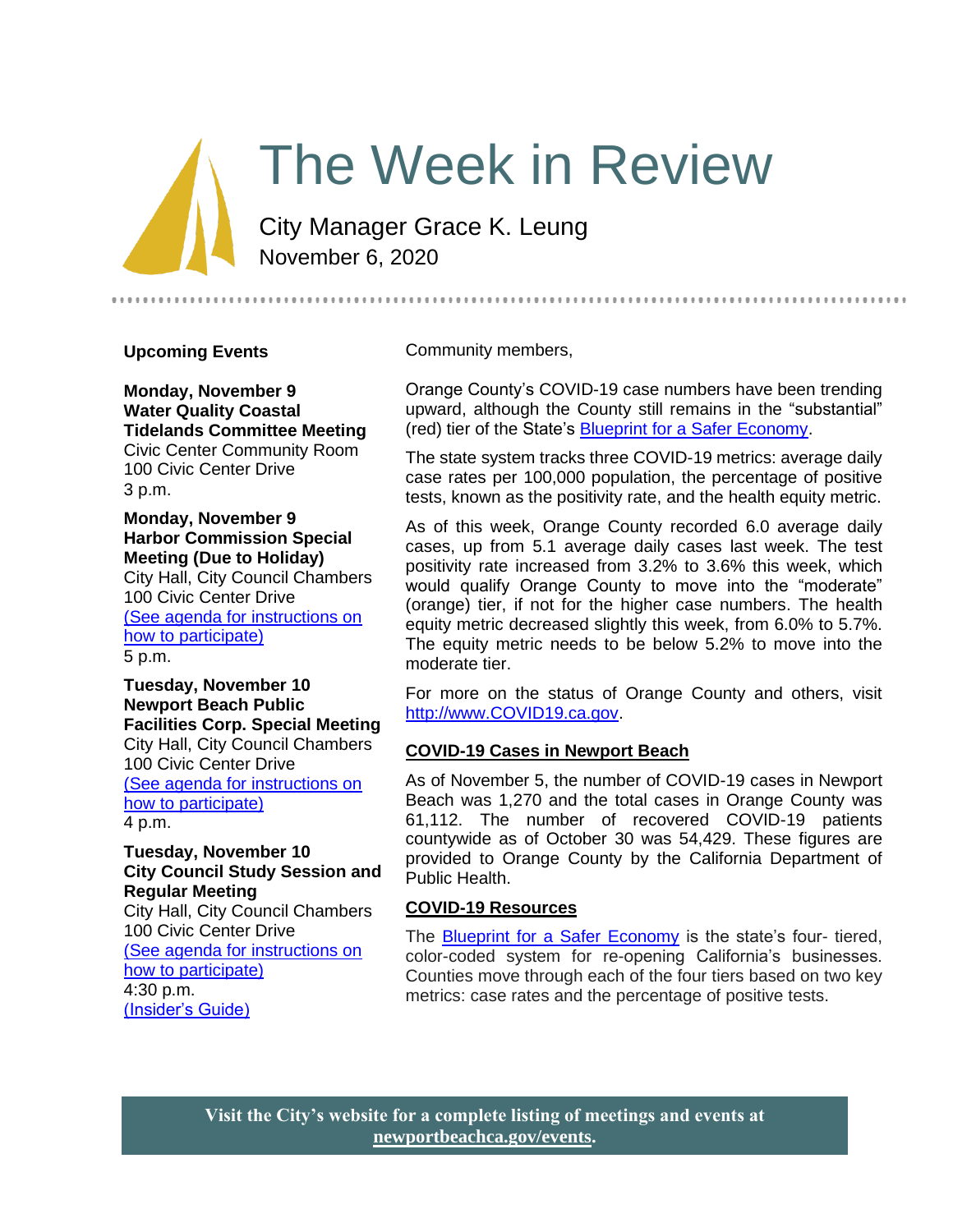# The Week in Review

City Manager Grace K. Leung
November 6, 2020

## Upcoming Events

**Monday, November 9**
**Water Quality Coastal Tidelands Committee Meeting**
Civic Center Community Room
100 Civic Center Drive
3 p.m.

**Monday, November 9**
**Harbor Commission Special Meeting (Due to Holiday)**
City Hall, City Council Chambers
100 Civic Center Drive
(See agenda for instructions on how to participate)
5 p.m.

**Tuesday, November 10**
**Newport Beach Public Facilities Corp. Special Meeting**
City Hall, City Council Chambers
100 Civic Center Drive
(See agenda for instructions on how to participate)
4 p.m.

**Tuesday, November 10**
**City Council Study Session and Regular Meeting**
City Hall, City Council Chambers
100 Civic Center Drive
(See agenda for instructions on how to participate)
4:30 p.m.
(Insider's Guide)

Community members,

Orange County's COVID-19 case numbers have been trending upward, although the County still remains in the "substantial" (red) tier of the State's Blueprint for a Safer Economy.

The state system tracks three COVID-19 metrics: average daily case rates per 100,000 population, the percentage of positive tests, known as the positivity rate, and the health equity metric.

As of this week, Orange County recorded 6.0 average daily cases, up from 5.1 average daily cases last week. The test positivity rate increased from 3.2% to 3.6% this week, which would qualify Orange County to move into the "moderate" (orange) tier, if not for the higher case numbers. The health equity metric decreased slightly this week, from 6.0% to 5.7%. The equity metric needs to be below 5.2% to move into the moderate tier.

For more on the status of Orange County and others, visit http://www.COVID19.ca.gov.

### COVID-19 Cases in Newport Beach

As of November 5, the number of COVID-19 cases in Newport Beach was 1,270 and the total cases in Orange County was 61,112. The number of recovered COVID-19 patients countywide as of October 30 was 54,429. These figures are provided to Orange County by the California Department of Public Health.

### COVID-19 Resources

The Blueprint for a Safer Economy is the state's four- tiered, color-coded system for re-opening California's businesses. Counties move through each of the four tiers based on two key metrics: case rates and the percentage of positive tests.

**Visit the City's website for a complete listing of meetings and events at newportbeachca.gov/events.**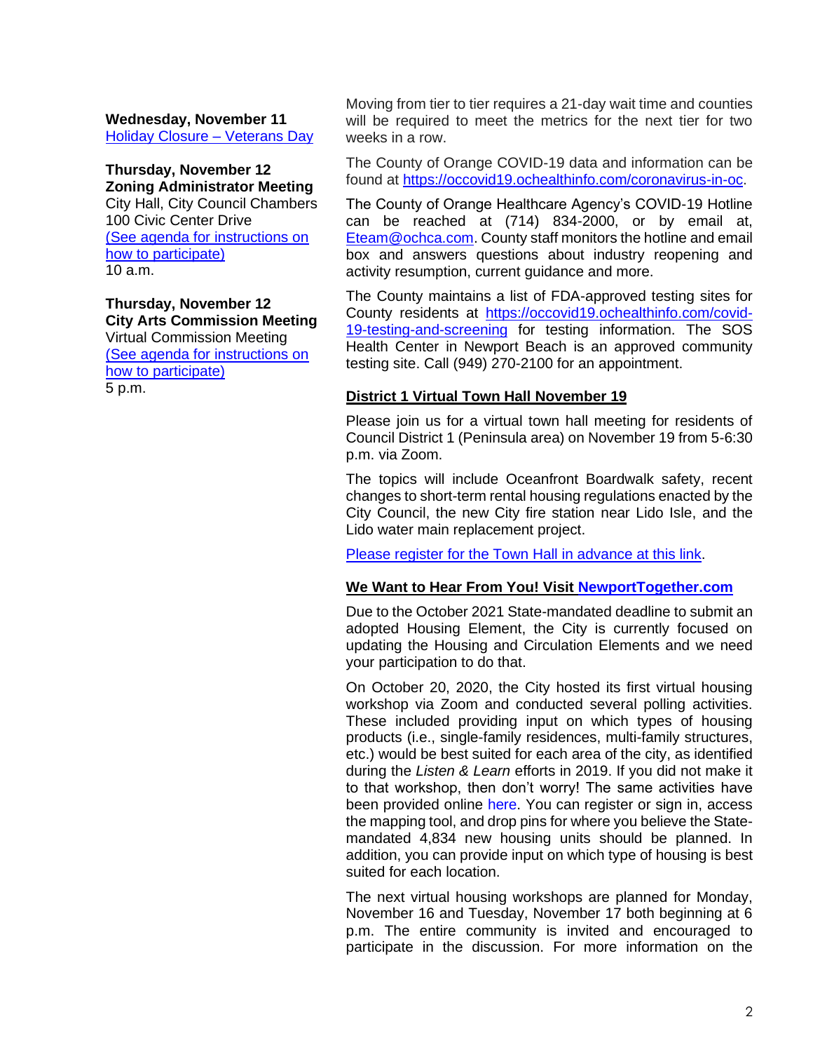**Wednesday, November 11**
[Holiday Closure – Veterans Day]

**Thursday, November 12**
**Zoning Administrator Meeting**
City Hall, City Council Chambers
100 Civic Center Drive
(See agenda for instructions on how to participate)
10 a.m.

**Thursday, November 12**
**City Arts Commission Meeting**
Virtual Commission Meeting
(See agenda for instructions on how to participate)
5 p.m.

Moving from tier to tier requires a 21-day wait time and counties will be required to meet the metrics for the next tier for two weeks in a row.

The County of Orange COVID-19 data and information can be found at https://occovid19.ochealthinfo.com/coronavirus-in-oc.

The County of Orange Healthcare Agency's COVID-19 Hotline can be reached at (714) 834-2000, or by email at, Eteam@ochca.com. County staff monitors the hotline and email box and answers questions about industry reopening and activity resumption, current guidance and more.

The County maintains a list of FDA-approved testing sites for County residents at https://occovid19.ochealthinfo.com/covid-19-testing-and-screening for testing information. The SOS Health Center in Newport Beach is an approved community testing site. Call (949) 270-2100 for an appointment.

## District 1 Virtual Town Hall November 19

Please join us for a virtual town hall meeting for residents of Council District 1 (Peninsula area) on November 19 from 5-6:30 p.m. via Zoom.

The topics will include Oceanfront Boardwalk safety, recent changes to short-term rental housing regulations enacted by the City Council, the new City fire station near Lido Isle, and the Lido water main replacement project.

Please register for the Town Hall in advance at this link.

## We Want to Hear From You! Visit NewportTogether.com

Due to the October 2021 State-mandated deadline to submit an adopted Housing Element, the City is currently focused on updating the Housing and Circulation Elements and we need your participation to do that.

On October 20, 2020, the City hosted its first virtual housing workshop via Zoom and conducted several polling activities. These included providing input on which types of housing products (i.e., single-family residences, multi-family structures, etc.) would be best suited for each area of the city, as identified during the *Listen & Learn* efforts in 2019. If you did not make it to that workshop, then don't worry! The same activities have been provided online here. You can register or sign in, access the mapping tool, and drop pins for where you believe the State-mandated 4,834 new housing units should be planned. In addition, you can provide input on which type of housing is best suited for each location.

The next virtual housing workshops are planned for Monday, November 16 and Tuesday, November 17 both beginning at 6 p.m. The entire community is invited and encouraged to participate in the discussion. For more information on the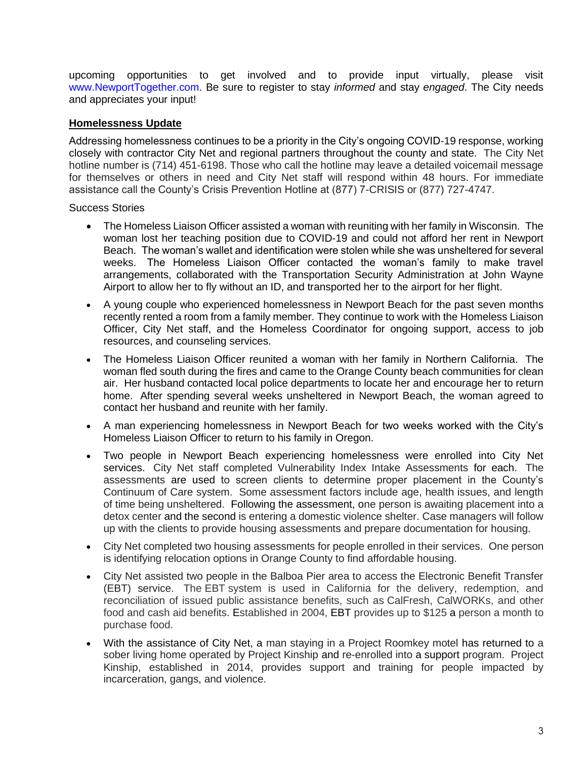upcoming opportunities to get involved and to provide input virtually, please visit www.NewportTogether.com. Be sure to register to stay *informed* and stay *engaged*. The City needs and appreciates your input!

**Homelessness Update**

Addressing homelessness continues to be a priority in the City's ongoing COVID-19 response, working closely with contractor City Net and regional partners throughout the county and state. The City Net hotline number is (714) 451-6198. Those who call the hotline may leave a detailed voicemail message for themselves or others in need and City Net staff will respond within 48 hours. For immediate assistance call the County's Crisis Prevention Hotline at (877) 7-CRISIS or (877) 727-4747.

Success Stories

- The Homeless Liaison Officer assisted a woman with reuniting with her family in Wisconsin. The woman lost her teaching position due to COVID-19 and could not afford her rent in Newport Beach. The woman's wallet and identification were stolen while she was unsheltered for several weeks. The Homeless Liaison Officer contacted the woman's family to make travel arrangements, collaborated with the Transportation Security Administration at John Wayne Airport to allow her to fly without an ID, and transported her to the airport for her flight.
- A young couple who experienced homelessness in Newport Beach for the past seven months recently rented a room from a family member. They continue to work with the Homeless Liaison Officer, City Net staff, and the Homeless Coordinator for ongoing support, access to job resources, and counseling services.
- The Homeless Liaison Officer reunited a woman with her family in Northern California. The woman fled south during the fires and came to the Orange County beach communities for clean air. Her husband contacted local police departments to locate her and encourage her to return home. After spending several weeks unsheltered in Newport Beach, the woman agreed to contact her husband and reunite with her family.
- A man experiencing homelessness in Newport Beach for two weeks worked with the City's Homeless Liaison Officer to return to his family in Oregon.
- Two people in Newport Beach experiencing homelessness were enrolled into City Net services. City Net staff completed Vulnerability Index Intake Assessments for each. The assessments are used to screen clients to determine proper placement in the County's Continuum of Care system. Some assessment factors include age, health issues, and length of time being unsheltered. Following the assessment, one person is awaiting placement into a detox center and the second is entering a domestic violence shelter. Case managers will follow up with the clients to provide housing assessments and prepare documentation for housing.
- City Net completed two housing assessments for people enrolled in their services. One person is identifying relocation options in Orange County to find affordable housing.
- City Net assisted two people in the Balboa Pier area to access the Electronic Benefit Transfer (EBT) service. The EBT system is used in California for the delivery, redemption, and reconciliation of issued public assistance benefits, such as CalFresh, CalWORKs, and other food and cash aid benefits. Established in 2004, EBT provides up to $125 a person a month to purchase food.
- With the assistance of City Net, a man staying in a Project Roomkey motel has returned to a sober living home operated by Project Kinship and re-enrolled into a support program. Project Kinship, established in 2014, provides support and training for people impacted by incarceration, gangs, and violence.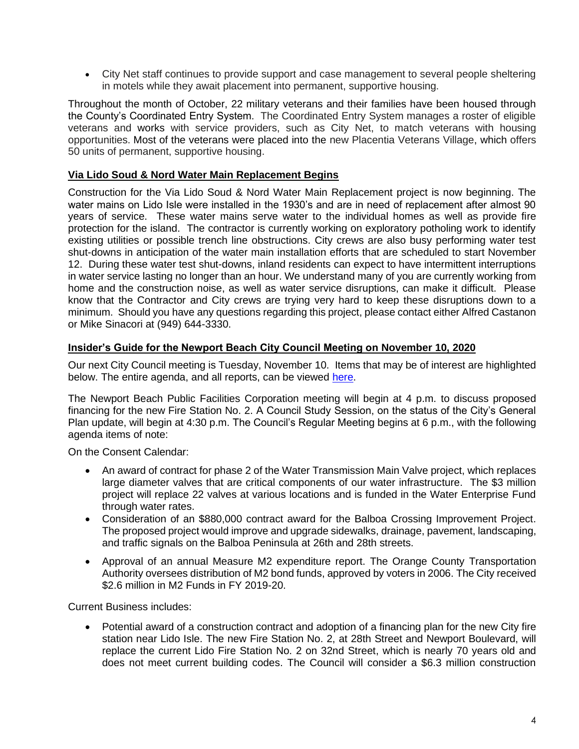- City Net staff continues to provide support and case management to several people sheltering in motels while they await placement into permanent, supportive housing.

Throughout the month of October, 22 military veterans and their families have been housed through the County's Coordinated Entry System. The Coordinated Entry System manages a roster of eligible veterans and works with service providers, such as City Net, to match veterans with housing opportunities. Most of the veterans were placed into the new Placentia Veterans Village, which offers 50 units of permanent, supportive housing.

**Via Lido Soud & Nord Water Main Replacement Begins**

Construction for the Via Lido Soud & Nord Water Main Replacement project is now beginning. The water mains on Lido Isle were installed in the 1930's and are in need of replacement after almost 90 years of service. These water mains serve water to the individual homes as well as provide fire protection for the island. The contractor is currently working on exploratory potholing work to identify existing utilities or possible trench line obstructions. City crews are also busy performing water test shut-downs in anticipation of the water main installation efforts that are scheduled to start November 12. During these water test shut-downs, inland residents can expect to have intermittent interruptions in water service lasting no longer than an hour. We understand many of you are currently working from home and the construction noise, as well as water service disruptions, can make it difficult. Please know that the Contractor and City crews are trying very hard to keep these disruptions down to a minimum. Should you have any questions regarding this project, please contact either Alfred Castanon or Mike Sinacori at (949) 644-3330.

**Insider's Guide for the Newport Beach City Council Meeting on November 10, 2020**

Our next City Council meeting is Tuesday, November 10. Items that may be of interest are highlighted below. The entire agenda, and all reports, can be viewed here.

The Newport Beach Public Facilities Corporation meeting will begin at 4 p.m. to discuss proposed financing for the new Fire Station No. 2. A Council Study Session, on the status of the City's General Plan update, will begin at 4:30 p.m. The Council's Regular Meeting begins at 6 p.m., with the following agenda items of note:

On the Consent Calendar:

- An award of contract for phase 2 of the Water Transmission Main Valve project, which replaces large diameter valves that are critical components of our water infrastructure. The $3 million project will replace 22 valves at various locations and is funded in the Water Enterprise Fund through water rates.
- Consideration of an $880,000 contract award for the Balboa Crossing Improvement Project. The proposed project would improve and upgrade sidewalks, drainage, pavement, landscaping, and traffic signals on the Balboa Peninsula at 26th and 28th streets.
- Approval of an annual Measure M2 expenditure report. The Orange County Transportation Authority oversees distribution of M2 bond funds, approved by voters in 2006. The City received $2.6 million in M2 Funds in FY 2019-20.

Current Business includes:

- Potential award of a construction contract and adoption of a financing plan for the new City fire station near Lido Isle. The new Fire Station No. 2, at 28th Street and Newport Boulevard, will replace the current Lido Fire Station No. 2 on 32nd Street, which is nearly 70 years old and does not meet current building codes. The Council will consider a $6.3 million construction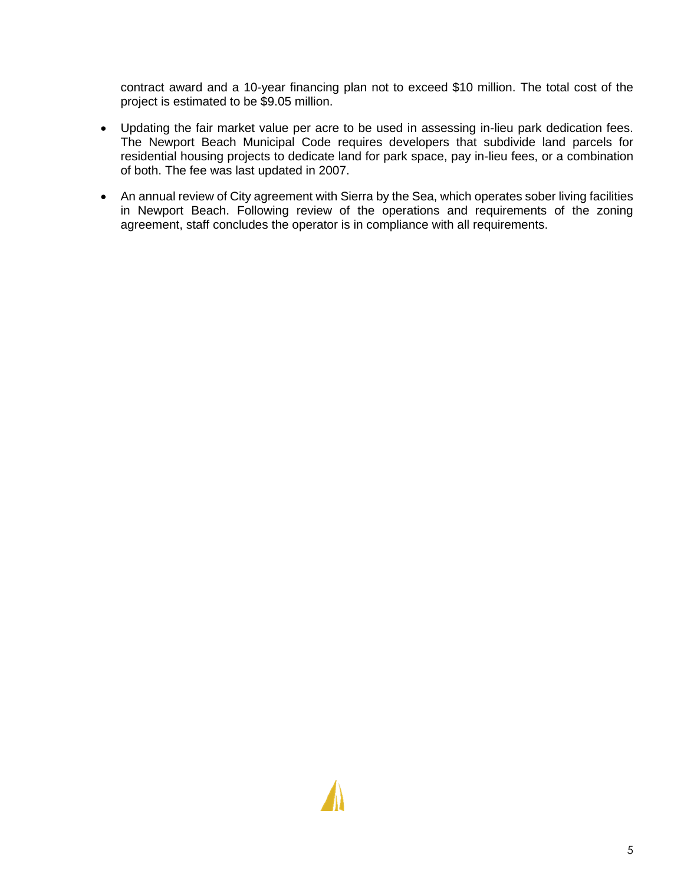contract award and a 10-year financing plan not to exceed $10 million. The total cost of the project is estimated to be $9.05 million.

- Updating the fair market value per acre to be used in assessing in-lieu park dedication fees. The Newport Beach Municipal Code requires developers that subdivide land parcels for residential housing projects to dedicate land for park space, pay in-lieu fees, or a combination of both. The fee was last updated in 2007.
- An annual review of City agreement with Sierra by the Sea, which operates sober living facilities in Newport Beach. Following review of the operations and requirements of the zoning agreement, staff concludes the operator is in compliance with all requirements.